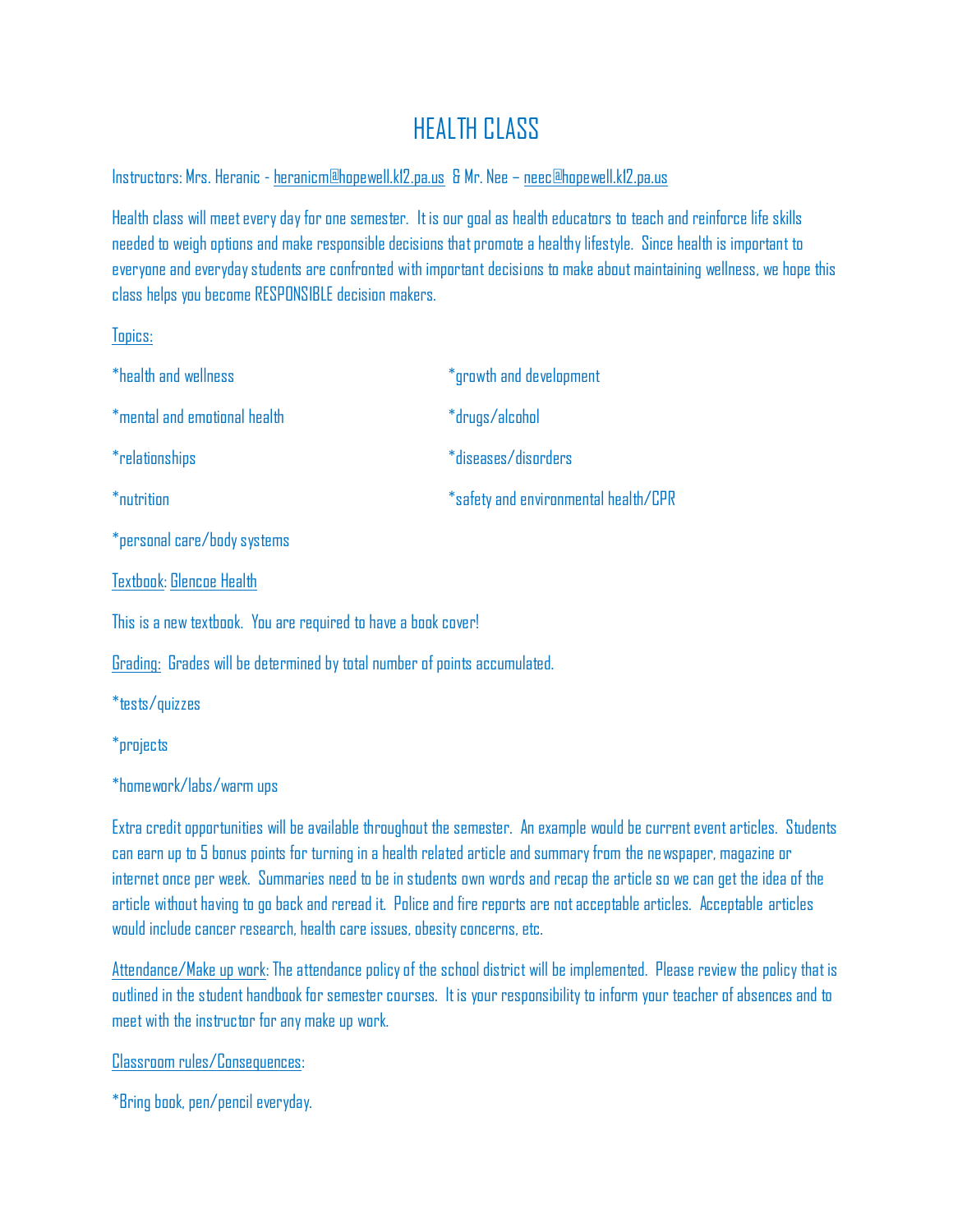# HEALTH CLASS

Instructors: Mrs. Heranic - heranicm@hopewell.k12.pa.us & Mr. Nee – neec@hopewell.k12.pa.us

Health class will meet every day for one semester. It is our goal as health educators to teach and reinforce life skills needed to weigh options and make responsible decisions that promote a healthy lifestyle. Since health is important to everyone and everyday students are confronted with important decisions to make about maintaining wellness, we hope this class helps you become RESPONSIBLE decision makers.

Topics:

*health and wellness

*mental and emotional health

*relationships

*nutrition

*personal care/body systems

*growth and development

*drugs/alcohol

*diseases/disorders

*safety and environmental health/CPR

Textbook: Glencoe Health

This is a new textbook. You are required to have a book cover!

Grading: Grades will be determined by total number of points accumulated.

*tests/quizzes

*projects

*homework/labs/warm ups

Extra credit opportunities will be available throughout the semester. An example would be current event articles. Students can earn up to 5 bonus points for turning in a health related article and summary from the newspaper, magazine or internet once per week. Summaries need to be in students own words and recap the article so we can get the idea of the article without having to go back and reread it. Police and fire reports are not acceptable articles. Acceptable articles would include cancer research, health care issues, obesity concerns, etc.

Attendance/Make up work: The attendance policy of the school district will be implemented. Please review the policy that is outlined in the student handbook for semester courses. It is your responsibility to inform your teacher of absences and to meet with the instructor for any make up work.

Classroom rules/Consequences:

*Bring book, pen/pencil everyday.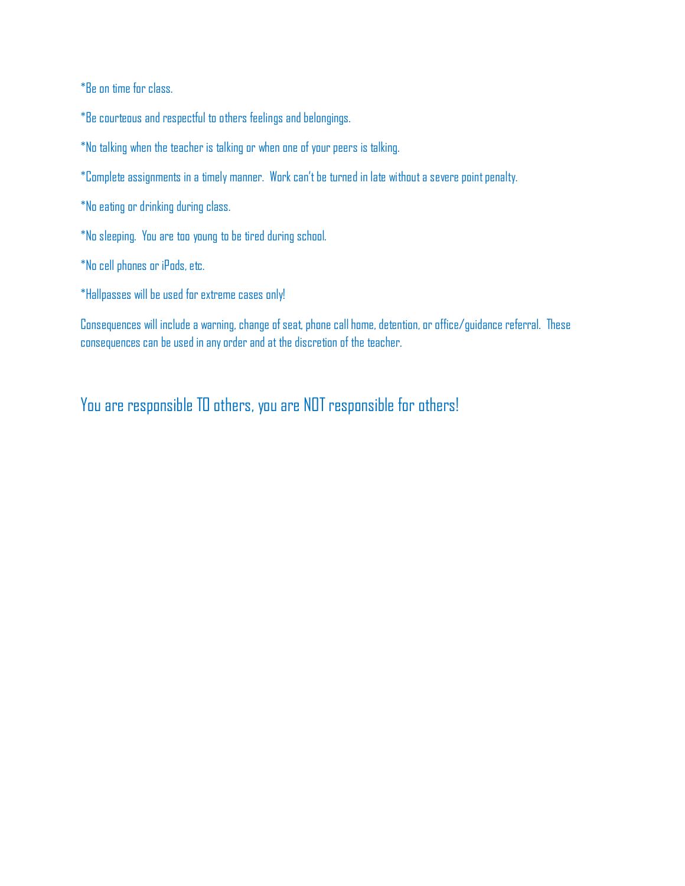*Be on time for class.

*Be courteous and respectful to others feelings and belongings.

*No talking when the teacher is talking or when one of your peers is talking.

*Complete assignments in a timely manner.  Work can't be turned in late without a severe point penalty.

*No eating or drinking during class.

*No sleeping.  You are too young to be tired during school.

*No cell phones or iPods, etc.

*Hallpasses will be used for extreme cases only!

Consequences will include a warning, change of seat, phone call home, detention, or office/guidance referral.  These consequences can be used in any order and at the discretion of the teacher.

You are responsible TO others, you are NOT responsible for others!